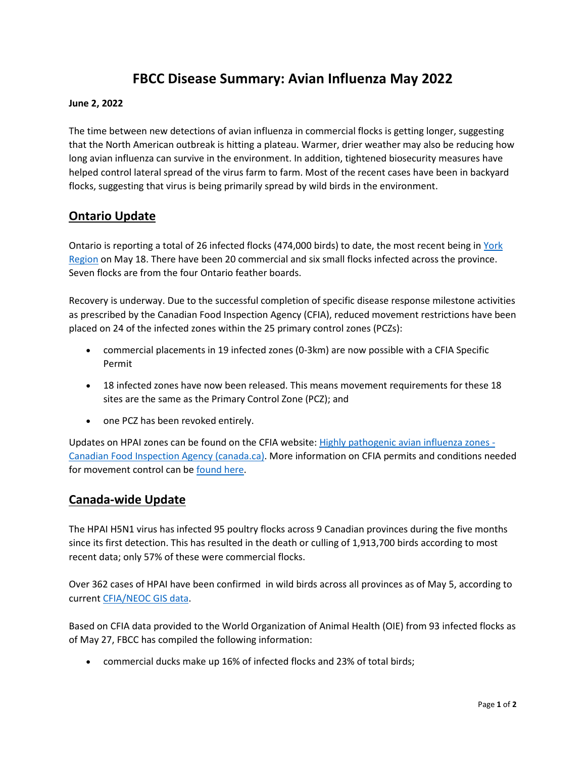# FBCC Disease Summary: Avian Influenza May 2022

**June 2, 2022**

The time between new detections of avian influenza in commercial flocks is getting longer, suggesting that the North American outbreak is hitting a plateau. Warmer, drier weather may also be reducing how long avian influenza can survive in the environment. In addition, tightened biosecurity measures have helped control lateral spread of the virus farm to farm. Most of the recent cases have been in backyard flocks, suggesting that virus is being primarily spread by wild birds in the environment.

## Ontario Update

Ontario is reporting a total of 26 infected flocks (474,000 birds) to date, the most recent being in York Region on May 18. There have been 20 commercial and six small flocks infected across the province. Seven flocks are from the four Ontario feather boards.

Recovery is underway. Due to the successful completion of specific disease response milestone activities as prescribed by the Canadian Food Inspection Agency (CFIA), reduced movement restrictions have been placed on 24 of the infected zones within the 25 primary control zones (PCZs):

- commercial placements in 19 infected zones (0-3km) are now possible with a CFIA Specific Permit
- 18 infected zones have now been released. This means movement requirements for these 18 sites are the same as the Primary Control Zone (PCZ); and
- one PCZ has been revoked entirely.

Updates on HPAI zones can be found on the CFIA website: Highly pathogenic avian influenza zones - Canadian Food Inspection Agency (canada.ca). More information on CFIA permits and conditions needed for movement control can be found here.

## Canada-wide Update

The HPAI H5N1 virus has infected 95 poultry flocks across 9 Canadian provinces during the five months since its first detection. This has resulted in the death or culling of 1,913,700 birds according to most recent data; only 57% of these were commercial flocks.

Over 362 cases of HPAI have been confirmed in wild birds across all provinces as of May 5, according to current CFIA/NEOC GIS data.

Based on CFIA data provided to the World Organization of Animal Health (OIE) from 93 infected flocks as of May 27, FBCC has compiled the following information:

- commercial ducks make up 16% of infected flocks and 23% of total birds;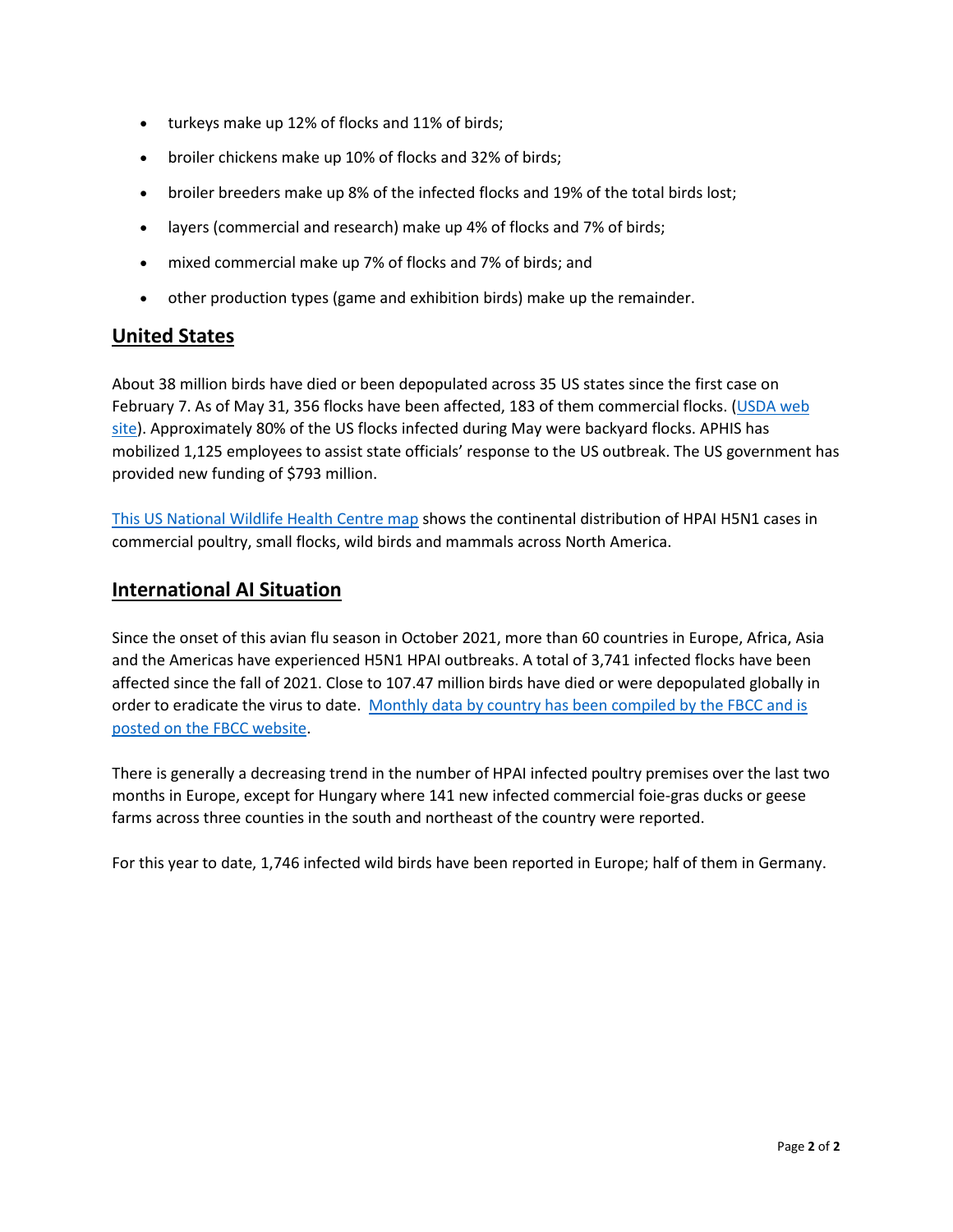- turkeys make up 12% of flocks and 11% of birds;
- broiler chickens make up 10% of flocks and 32% of birds;
- broiler breeders make up 8% of the infected flocks and 19% of the total birds lost;
- layers (commercial and research) make up 4% of flocks and 7% of birds;
- mixed commercial make up 7% of flocks and 7% of birds; and
- other production types (game and exhibition birds) make up the remainder.

## United States

About 38 million birds have died or been depopulated across 35 US states since the first case on February 7. As of May 31, 356 flocks have been affected, 183 of them commercial flocks. (USDA web site). Approximately 80% of the US flocks infected during May were backyard flocks. APHIS has mobilized 1,125 employees to assist state officials' response to the US outbreak. The US government has provided new funding of $793 million.

This US National Wildlife Health Centre map shows the continental distribution of HPAI H5N1 cases in commercial poultry, small flocks, wild birds and mammals across North America.

## International AI Situation

Since the onset of this avian flu season in October 2021, more than 60 countries in Europe, Africa, Asia and the Americas have experienced H5N1 HPAI outbreaks. A total of 3,741 infected flocks have been affected since the fall of 2021. Close to 107.47 million birds have died or were depopulated globally in order to eradicate the virus to date. Monthly data by country has been compiled by the FBCC and is posted on the FBCC website.

There is generally a decreasing trend in the number of HPAI infected poultry premises over the last two months in Europe, except for Hungary where 141 new infected commercial foie-gras ducks or geese farms across three counties in the south and northeast of the country were reported.

For this year to date, 1,746 infected wild birds have been reported in Europe; half of them in Germany.